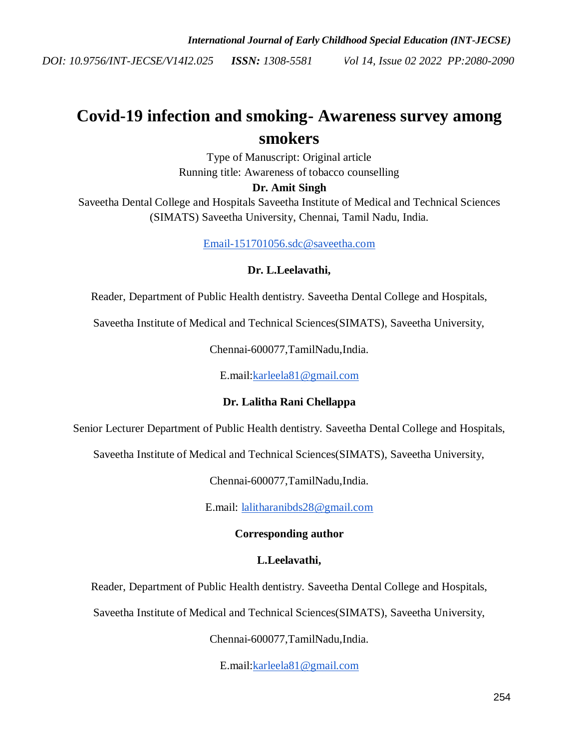# Covid-19 infection and smoking- Awareness survey among smokers

Type of Manuscript: Original article

Running title: Awareness of tobacco counselling

**Dr. Amit Singh**

Saveetha Dental College and Hospitals Saveetha Institute of Medical and Technical Sciences (SIMATS) Saveetha University, Chennai, Tamil Nadu, India.

Email-151701056.sdc@saveetha.com

**Dr. L.Leelavathi,**

Reader, Department of Public Health dentistry. Saveetha Dental College and Hospitals,

Saveetha Institute of Medical and Technical Sciences(SIMATS), Saveetha University,

Chennai-600077,TamilNadu,India.

E.mail:karleela81@gmail.com

**Dr. Lalitha Rani Chellappa**

Senior Lecturer Department of Public Health dentistry. Saveetha Dental College and Hospitals,

Saveetha Institute of Medical and Technical Sciences(SIMATS), Saveetha University,

Chennai-600077,TamilNadu,India.

E.mail: lalitharanibds28@gmail.com

**Corresponding author**

**L.Leelavathi,**

Reader, Department of Public Health dentistry. Saveetha Dental College and Hospitals,

Saveetha Institute of Medical and Technical Sciences(SIMATS), Saveetha University,

Chennai-600077,TamilNadu,India.

E.mail:karleela81@gmail.com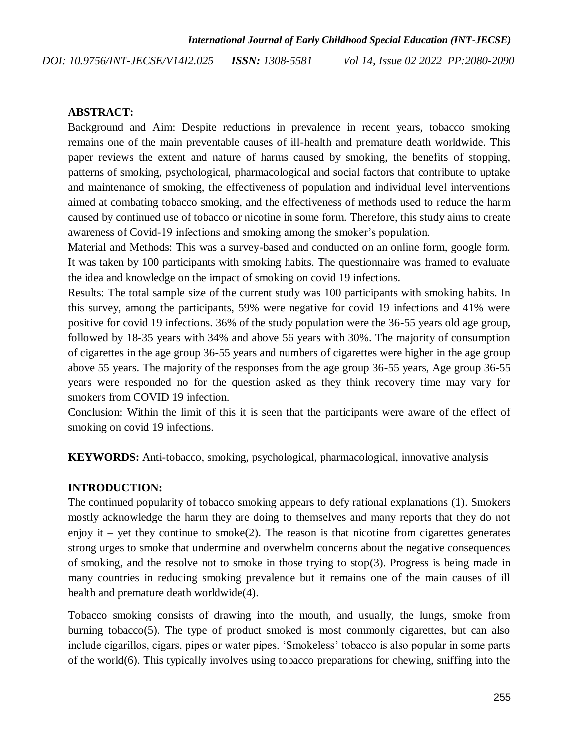**ABSTRACT:**

Background and Aim: Despite reductions in prevalence in recent years, tobacco smoking remains one of the main preventable causes of ill-health and premature death worldwide. This paper reviews the extent and nature of harms caused by smoking, the benefits of stopping, patterns of smoking, psychological, pharmacological and social factors that contribute to uptake and maintenance of smoking, the effectiveness of population and individual level interventions aimed at combating tobacco smoking, and the effectiveness of methods used to reduce the harm caused by continued use of tobacco or nicotine in some form. Therefore, this study aims to create awareness of Covid-19 infections and smoking among the smoker's population.

Material and Methods: This was a survey-based and conducted on an online form, google form. It was taken by 100 participants with smoking habits. The questionnaire was framed to evaluate the idea and knowledge on the impact of smoking on covid 19 infections.

Results: The total sample size of the current study was 100 participants with smoking habits. In this survey, among the participants, 59% were negative for covid 19 infections and 41% were positive for covid 19 infections. 36% of the study population were the 36-55 years old age group, followed by 18-35 years with 34% and above 56 years with 30%. The majority of consumption of cigarettes in the age group 36-55 years and numbers of cigarettes were higher in the age group above 55 years. The majority of the responses from the age group 36-55 years, Age group 36-55 years were responded no for the question asked as they think recovery time may vary for smokers from COVID 19 infection.

Conclusion: Within the limit of this it is seen that the participants were aware of the effect of smoking on covid 19 infections.

**KEYWORDS:** Anti-tobacco, smoking, psychological, pharmacological, innovative analysis

**INTRODUCTION:**

The continued popularity of tobacco smoking appears to defy rational explanations (1). Smokers mostly acknowledge the harm they are doing to themselves and many reports that they do not enjoy it – yet they continue to smoke(2). The reason is that nicotine from cigarettes generates strong urges to smoke that undermine and overwhelm concerns about the negative consequences of smoking, and the resolve not to smoke in those trying to stop(3). Progress is being made in many countries in reducing smoking prevalence but it remains one of the main causes of ill health and premature death worldwide(4).

Tobacco smoking consists of drawing into the mouth, and usually, the lungs, smoke from burning tobacco(5). The type of product smoked is most commonly cigarettes, but can also include cigarillos, cigars, pipes or water pipes. 'Smokeless' tobacco is also popular in some parts of the world(6). This typically involves using tobacco preparations for chewing, sniffing into the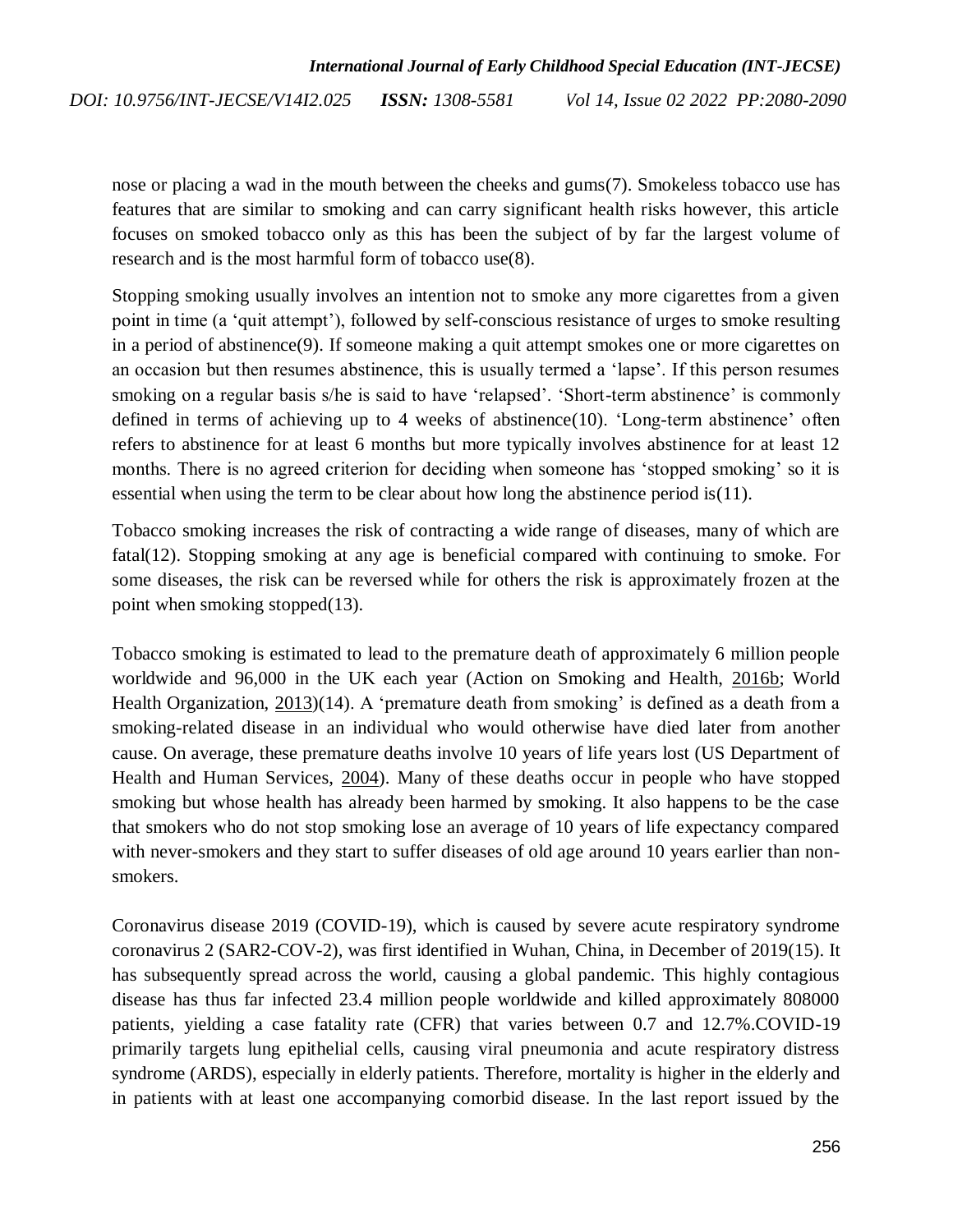nose or placing a wad in the mouth between the cheeks and gums(7). Smokeless tobacco use has features that are similar to smoking and can carry significant health risks however, this article focuses on smoked tobacco only as this has been the subject of by far the largest volume of research and is the most harmful form of tobacco use(8).

Stopping smoking usually involves an intention not to smoke any more cigarettes from a given point in time (a 'quit attempt'), followed by self-conscious resistance of urges to smoke resulting in a period of abstinence(9). If someone making a quit attempt smokes one or more cigarettes on an occasion but then resumes abstinence, this is usually termed a 'lapse'. If this person resumes smoking on a regular basis s/he is said to have 'relapsed'. 'Short-term abstinence' is commonly defined in terms of achieving up to 4 weeks of abstinence(10). 'Long-term abstinence' often refers to abstinence for at least 6 months but more typically involves abstinence for at least 12 months. There is no agreed criterion for deciding when someone has 'stopped smoking' so it is essential when using the term to be clear about how long the abstinence period is(11).

Tobacco smoking increases the risk of contracting a wide range of diseases, many of which are fatal(12). Stopping smoking at any age is beneficial compared with continuing to smoke. For some diseases, the risk can be reversed while for others the risk is approximately frozen at the point when smoking stopped(13).

Tobacco smoking is estimated to lead to the premature death of approximately 6 million people worldwide and 96,000 in the UK each year (Action on Smoking and Health, 2016b; World Health Organization, 2013)(14). A 'premature death from smoking' is defined as a death from a smoking-related disease in an individual who would otherwise have died later from another cause. On average, these premature deaths involve 10 years of life years lost (US Department of Health and Human Services, 2004). Many of these deaths occur in people who have stopped smoking but whose health has already been harmed by smoking. It also happens to be the case that smokers who do not stop smoking lose an average of 10 years of life expectancy compared with never-smokers and they start to suffer diseases of old age around 10 years earlier than non-smokers.

Coronavirus disease 2019 (COVID-19), which is caused by severe acute respiratory syndrome coronavirus 2 (SAR2-COV-2), was first identified in Wuhan, China, in December of 2019(15). It has subsequently spread across the world, causing a global pandemic. This highly contagious disease has thus far infected 23.4 million people worldwide and killed approximately 808000 patients, yielding a case fatality rate (CFR) that varies between 0.7 and 12.7%.COVID-19 primarily targets lung epithelial cells, causing viral pneumonia and acute respiratory distress syndrome (ARDS), especially in elderly patients. Therefore, mortality is higher in the elderly and in patients with at least one accompanying comorbid disease. In the last report issued by the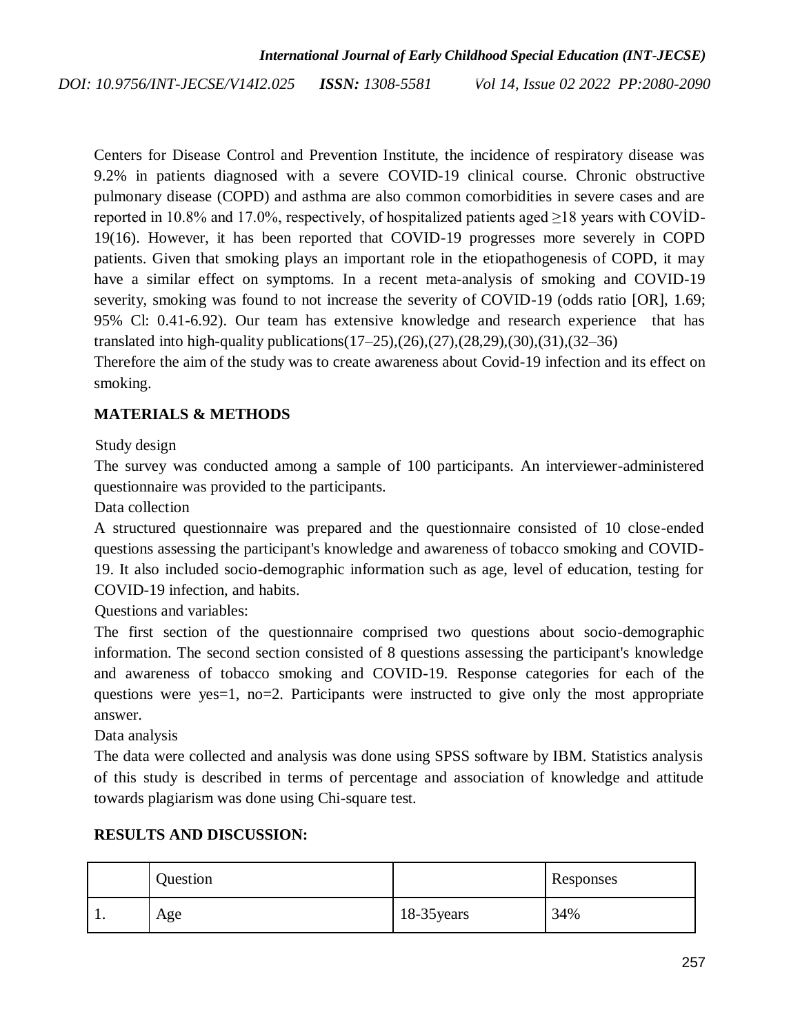Centers for Disease Control and Prevention Institute, the incidence of respiratory disease was 9.2% in patients diagnosed with a severe COVID-19 clinical course. Chronic obstructive pulmonary disease (COPD) and asthma are also common comorbidities in severe cases and are reported in 10.8% and 17.0%, respectively, of hospitalized patients aged ≥18 years with COVİD-19(16). However, it has been reported that COVID-19 progresses more severely in COPD patients. Given that smoking plays an important role in the etiopathogenesis of COPD, it may have a similar effect on symptoms. In a recent meta-analysis of smoking and COVID-19 severity, smoking was found to not increase the severity of COVID-19 (odds ratio [OR], 1.69; 95% Cl: 0.41-6.92). Our team has extensive knowledge and research experience that has translated into high-quality publications(17–25),(26),(27),(28,29),(30),(31),(32–36)

Therefore the aim of the study was to create awareness about Covid-19 infection and its effect on smoking.

## MATERIALS & METHODS

Study design

The survey was conducted among a sample of 100 participants. An interviewer-administered questionnaire was provided to the participants.

Data collection

A structured questionnaire was prepared and the questionnaire consisted of 10 close-ended questions assessing the participant's knowledge and awareness of tobacco smoking and COVID-19. It also included socio-demographic information such as age, level of education, testing for COVID-19 infection, and habits.

Questions and variables:

The first section of the questionnaire comprised two questions about socio-demographic information. The second section consisted of 8 questions assessing the participant's knowledge and awareness of tobacco smoking and COVID-19. Response categories for each of the questions were yes=1, no=2. Participants were instructed to give only the most appropriate answer.

Data analysis

The data were collected and analysis was done using SPSS software by IBM. Statistics analysis of this study is described in terms of percentage and association of knowledge and attitude towards plagiarism was done using Chi-square test.

## RESULTS AND DISCUSSION:

| | Question | | Responses |
|---|---|---|---|
| 1. | Age | 18-35years | 34% |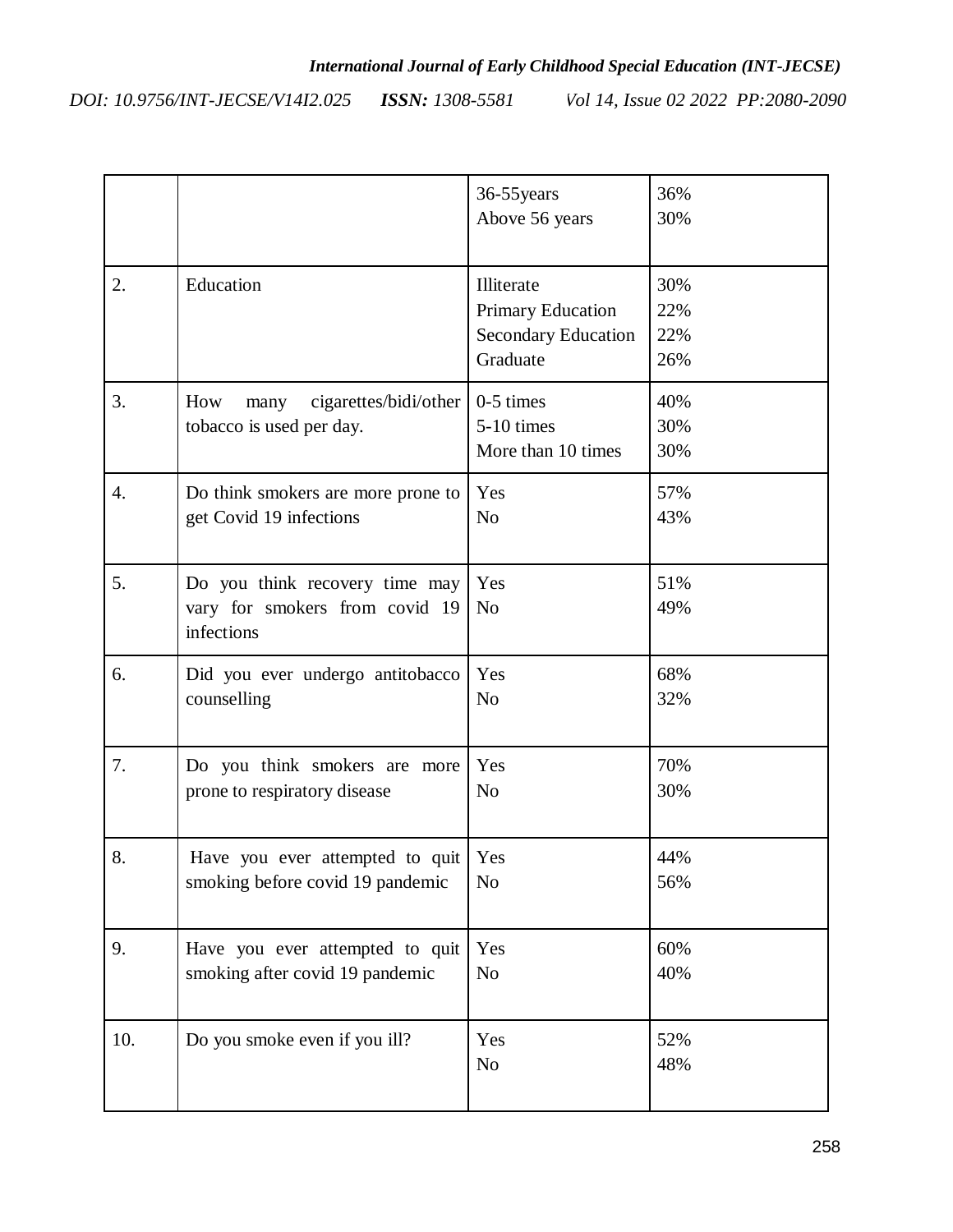|  |  |  |  |
|---|---|---|---|
|  |  | 36-55years<br>Above 56 years | 36%<br>30% |
| 2. | Education | Illiterate<br>Primary Education<br>Secondary Education<br>Graduate | 30%<br>22%<br>22%<br>26% |
| 3. | How many cigarettes/bidi/other tobacco is used per day. | 0-5 times<br>5-10 times<br>More than 10 times | 40%<br>30%<br>30% |
| 4. | Do think smokers are more prone to get Covid 19 infections | Yes<br>No | 57%<br>43% |
| 5. | Do you think recovery time may vary for smokers from covid 19 infections | Yes<br>No | 51%<br>49% |
| 6. | Did you ever undergo antitobacco counselling | Yes<br>No | 68%<br>32% |
| 7. | Do you think smokers are more prone to respiratory disease | Yes<br>No | 70%<br>30% |
| 8. | Have you ever attempted to quit smoking before covid 19 pandemic | Yes<br>No | 44%<br>56% |
| 9. | Have you ever attempted to quit smoking after covid 19 pandemic | Yes<br>No | 60%<br>40% |
| 10. | Do you smoke even if you ill? | Yes<br>No | 52%<br>48% |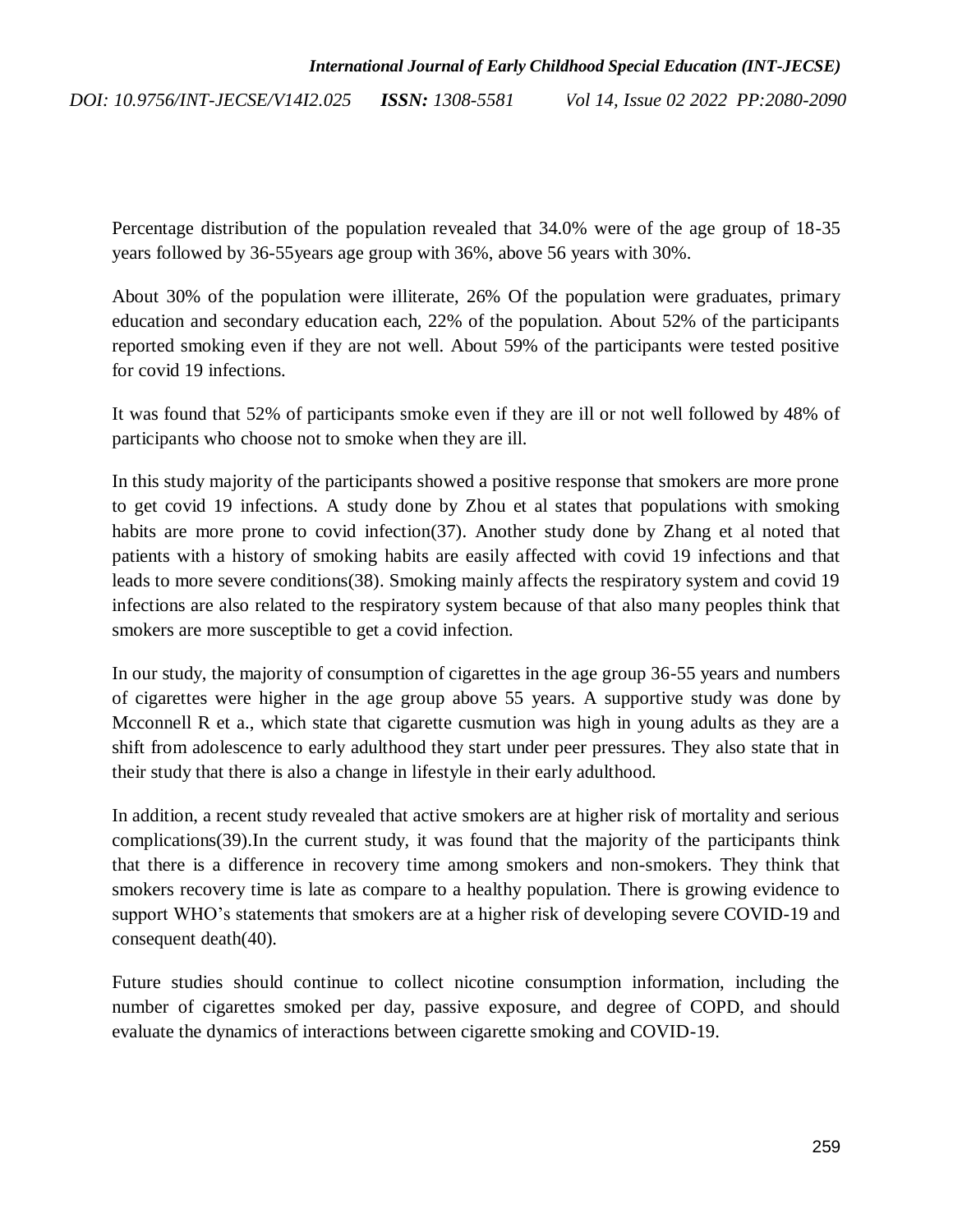Percentage distribution of the population revealed that 34.0% were of the age group of 18-35 years followed by 36-55years age group with 36%, above 56 years with 30%.

About 30% of the population were illiterate, 26% Of the population were graduates, primary education and secondary education each, 22% of the population. About 52% of the participants reported smoking even if they are not well. About 59% of the participants were tested positive for covid 19 infections.

It was found that 52% of participants smoke even if they are ill or not well followed by 48% of participants who choose not to smoke when they are ill.

In this study majority of the participants showed a positive response that smokers are more prone to get covid 19 infections. A study done by Zhou et al states that populations with smoking habits are more prone to covid infection(37). Another study done by Zhang et al noted that patients with a history of smoking habits are easily affected with covid 19 infections and that leads to more severe conditions(38). Smoking mainly affects the respiratory system and covid 19 infections are also related to the respiratory system because of that also many peoples think that smokers are more susceptible to get a covid infection.

In our study, the majority of consumption of cigarettes in the age group 36-55 years and numbers of cigarettes were higher in the age group above 55 years. A supportive study was done by Mcconnell R et a., which state that cigarette cusmution was high in young adults as they are a shift from adolescence to early adulthood they start under peer pressures. They also state that in their study that there is also a change in lifestyle in their early adulthood.

In addition, a recent study revealed that active smokers are at higher risk of mortality and serious complications(39).In the current study, it was found that the majority of the participants think that there is a difference in recovery time among smokers and non-smokers. They think that smokers recovery time is late as compare to a healthy population. There is growing evidence to support WHO's statements that smokers are at a higher risk of developing severe COVID-19 and consequent death(40).

Future studies should continue to collect nicotine consumption information, including the number of cigarettes smoked per day, passive exposure, and degree of COPD, and should evaluate the dynamics of interactions between cigarette smoking and COVID-19.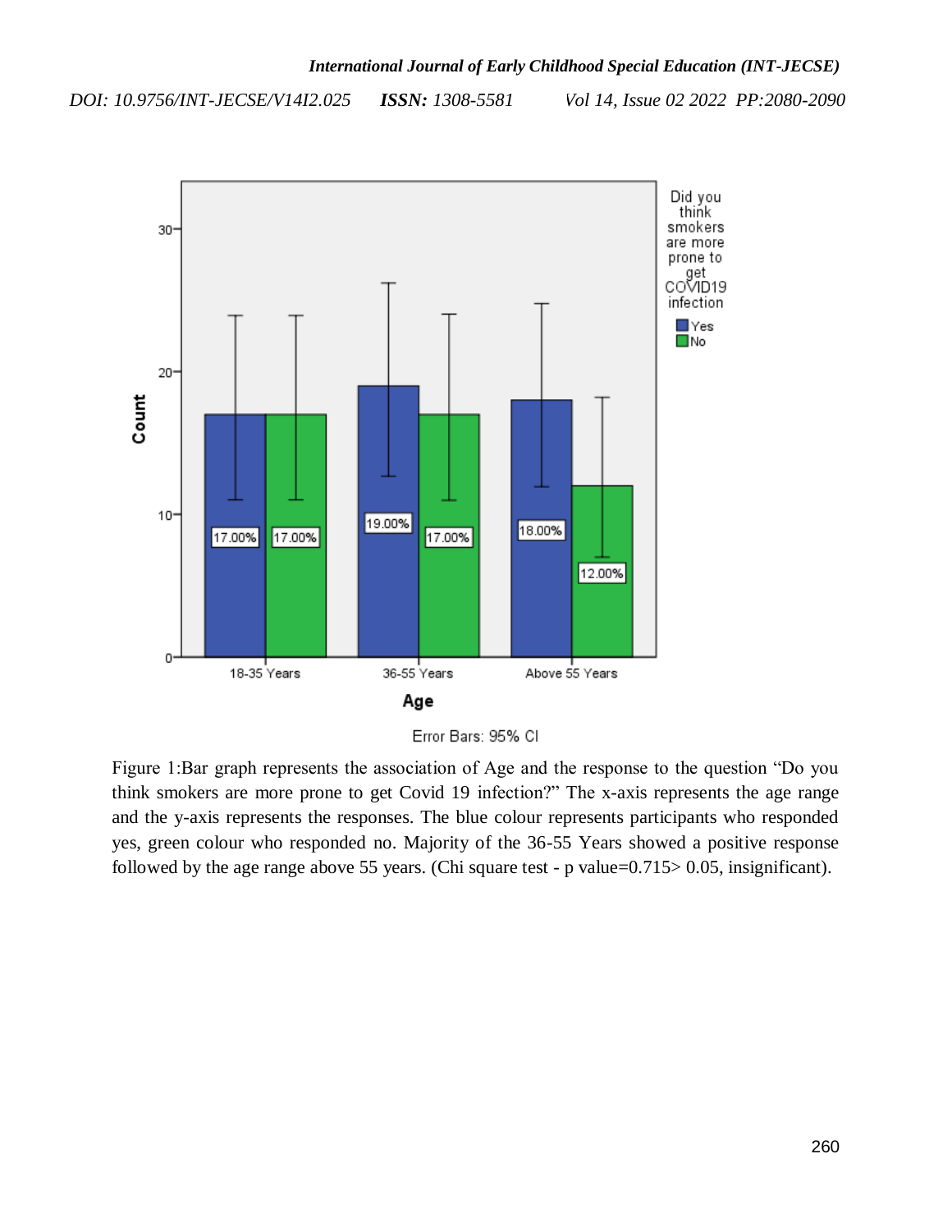Figure 1:Bar graph represents the association of Age and the response to the question "Do you think smokers are more prone to get Covid 19 infection?" The x-axis represents the age range and the y-axis represents the responses. The blue colour represents participants who responded yes, green colour who responded no. Majority of the 36-55 Years showed a positive response followed by the age range above 55 years. (Chi square test - p value=0.715> 0.05, insignificant).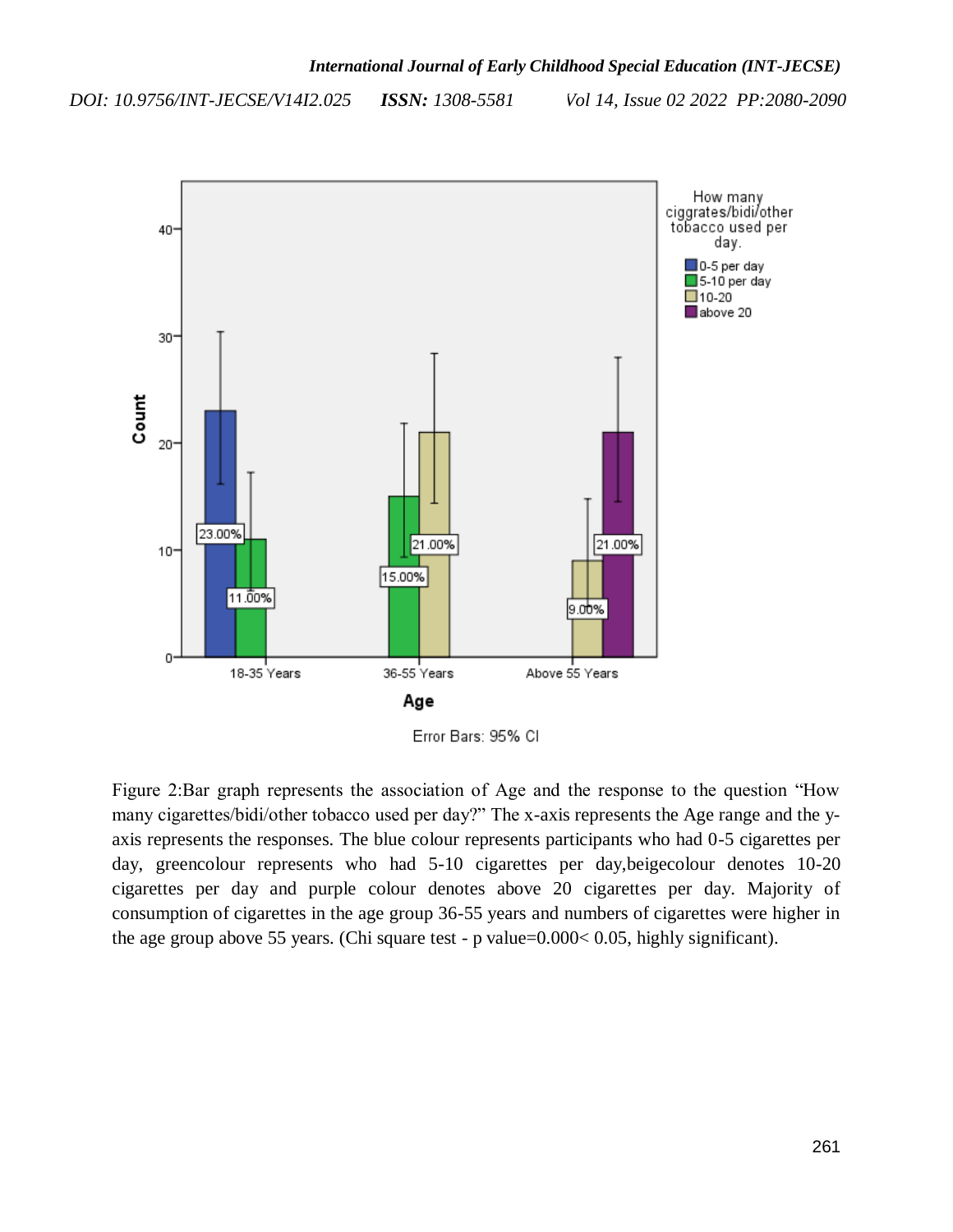Figure 2:Bar graph represents the association of Age and the response to the question "How many cigarettes/bidi/other tobacco used per day?" The x-axis represents the Age range and the y-axis represents the responses. The blue colour represents participants who had 0-5 cigarettes per day, greencolour represents who had 5-10 cigarettes per day,beigecolour denotes 10-20 cigarettes per day and purple colour denotes above 20 cigarettes per day. Majority of consumption of cigarettes in the age group 36-55 years and numbers of cigarettes were higher in the age group above 55 years. (Chi square test - p value=0.000< 0.05, highly significant).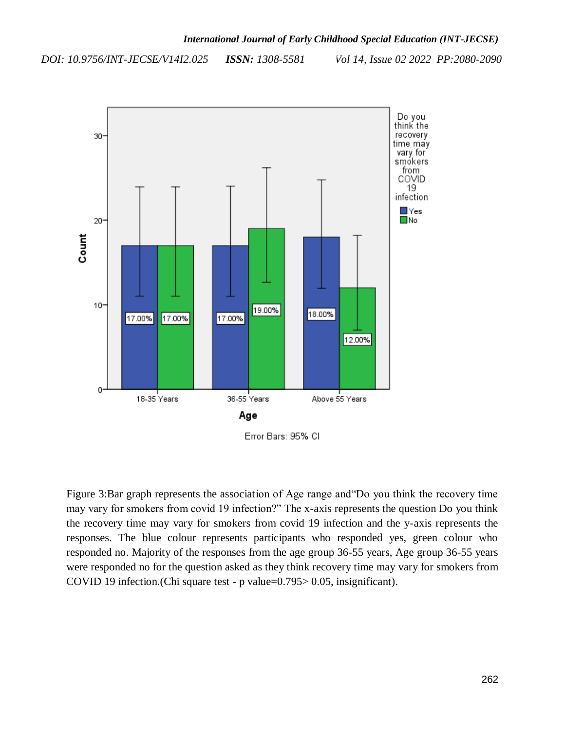Figure 3:Bar graph represents the association of Age range and"Do you think the recovery time may vary for smokers from covid 19 infection?" The x-axis represents the question Do you think the recovery time may vary for smokers from covid 19 infection and the y-axis represents the responses. The blue colour represents participants who responded yes, green colour who responded no. Majority of the responses from the age group 36-55 years, Age group 36-55 years were responded no for the question asked as they think recovery time may vary for smokers from COVID 19 infection.(Chi square test - p value=0.795> 0.05, insignificant).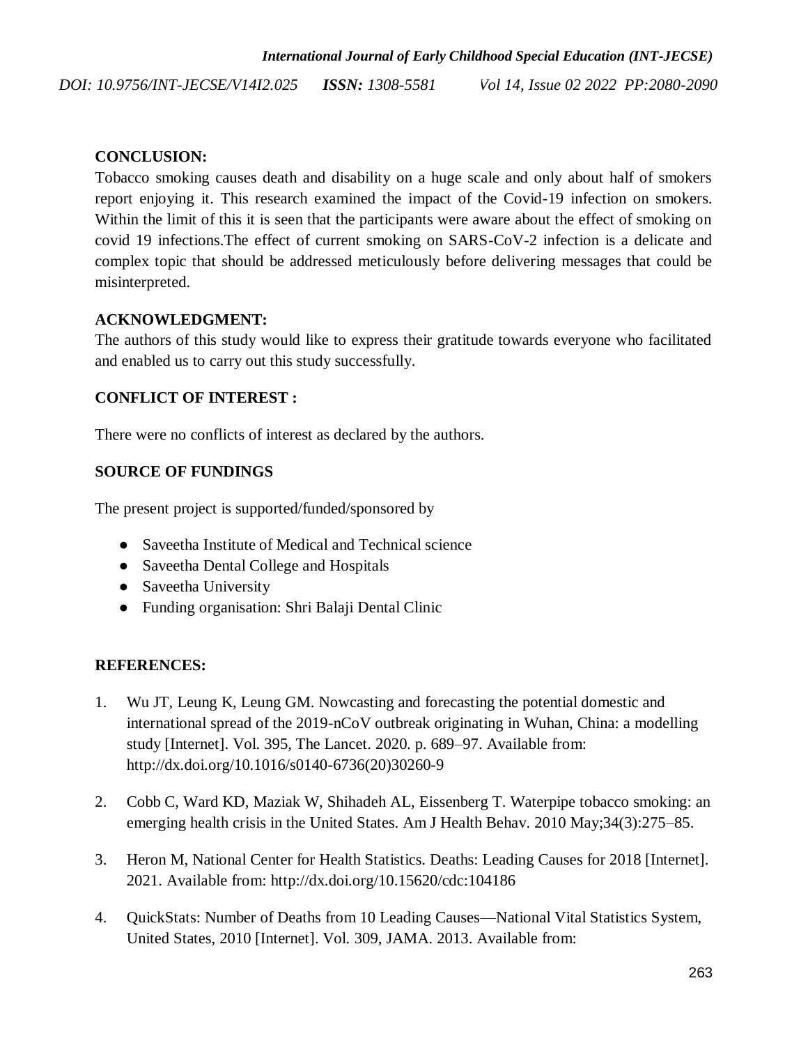## CONCLUSION:

Tobacco smoking causes death and disability on a huge scale and only about half of smokers report enjoying it. This research examined the impact of the Covid-19 infection on smokers. Within the limit of this it is seen that the participants were aware about the effect of smoking on covid 19 infections.The effect of current smoking on SARS-CoV-2 infection is a delicate and complex topic that should be addressed meticulously before delivering messages that could be misinterpreted.

## ACKNOWLEDGMENT:

The authors of this study would like to express their gratitude towards everyone who facilitated and enabled us to carry out this study successfully.

## CONFLICT OF INTEREST :

There were no conflicts of interest as declared by the authors.

## SOURCE OF FUNDINGS

The present project is supported/funded/sponsored by

- Saveetha Institute of Medical and Technical science
- Saveetha Dental College and Hospitals
- Saveetha University
- Funding organisation: Shri Balaji Dental Clinic

## REFERENCES:

1. Wu JT, Leung K, Leung GM. Nowcasting and forecasting the potential domestic and international spread of the 2019-nCoV outbreak originating in Wuhan, China: a modelling study [Internet]. Vol. 395, The Lancet. 2020. p. 689–97. Available from: http://dx.doi.org/10.1016/s0140-6736(20)30260-9

2. Cobb C, Ward KD, Maziak W, Shihadeh AL, Eissenberg T. Waterpipe tobacco smoking: an emerging health crisis in the United States. Am J Health Behav. 2010 May;34(3):275–85.

3. Heron M, National Center for Health Statistics. Deaths: Leading Causes for 2018 [Internet]. 2021. Available from: http://dx.doi.org/10.15620/cdc:104186

4. QuickStats: Number of Deaths from 10 Leading Causes—National Vital Statistics System, United States, 2010 [Internet]. Vol. 309, JAMA. 2013. Available from: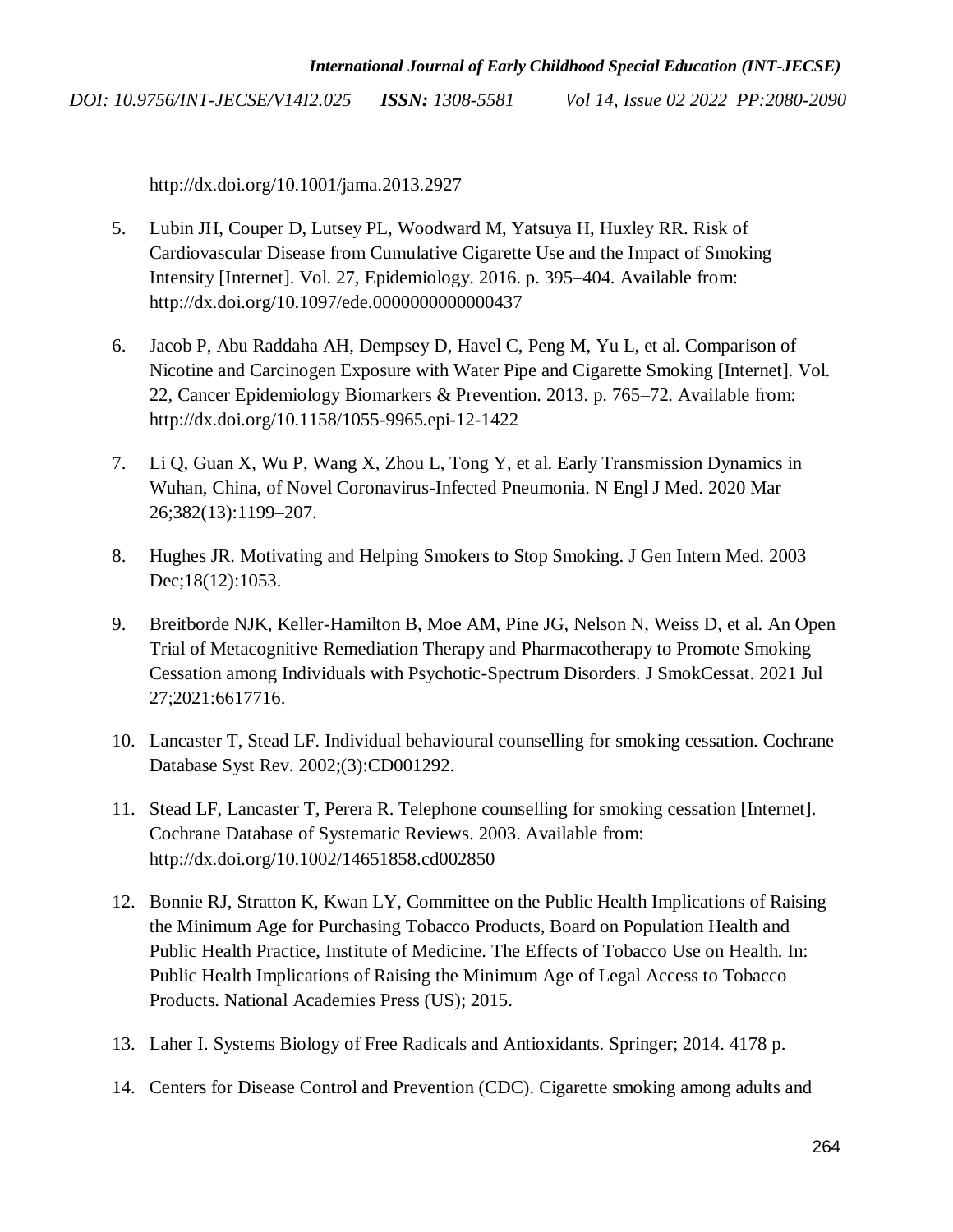http://dx.doi.org/10.1001/jama.2013.2927

5. Lubin JH, Couper D, Lutsey PL, Woodward M, Yatsuya H, Huxley RR. Risk of Cardiovascular Disease from Cumulative Cigarette Use and the Impact of Smoking Intensity [Internet]. Vol. 27, Epidemiology. 2016. p. 395–404. Available from: http://dx.doi.org/10.1097/ede.0000000000000437

6. Jacob P, Abu Raddaha AH, Dempsey D, Havel C, Peng M, Yu L, et al. Comparison of Nicotine and Carcinogen Exposure with Water Pipe and Cigarette Smoking [Internet]. Vol. 22, Cancer Epidemiology Biomarkers & Prevention. 2013. p. 765–72. Available from: http://dx.doi.org/10.1158/1055-9965.epi-12-1422

7. Li Q, Guan X, Wu P, Wang X, Zhou L, Tong Y, et al. Early Transmission Dynamics in Wuhan, China, of Novel Coronavirus-Infected Pneumonia. N Engl J Med. 2020 Mar 26;382(13):1199–207.

8. Hughes JR. Motivating and Helping Smokers to Stop Smoking. J Gen Intern Med. 2003 Dec;18(12):1053.

9. Breitborde NJK, Keller-Hamilton B, Moe AM, Pine JG, Nelson N, Weiss D, et al. An Open Trial of Metacognitive Remediation Therapy and Pharmacotherapy to Promote Smoking Cessation among Individuals with Psychotic-Spectrum Disorders. J SmokCessat. 2021 Jul 27;2021:6617716.

10. Lancaster T, Stead LF. Individual behavioural counselling for smoking cessation. Cochrane Database Syst Rev. 2002;(3):CD001292.

11. Stead LF, Lancaster T, Perera R. Telephone counselling for smoking cessation [Internet]. Cochrane Database of Systematic Reviews. 2003. Available from: http://dx.doi.org/10.1002/14651858.cd002850

12. Bonnie RJ, Stratton K, Kwan LY, Committee on the Public Health Implications of Raising the Minimum Age for Purchasing Tobacco Products, Board on Population Health and Public Health Practice, Institute of Medicine. The Effects of Tobacco Use on Health. In: Public Health Implications of Raising the Minimum Age of Legal Access to Tobacco Products. National Academies Press (US); 2015.

13. Laher I. Systems Biology of Free Radicals and Antioxidants. Springer; 2014. 4178 p.

14. Centers for Disease Control and Prevention (CDC). Cigarette smoking among adults and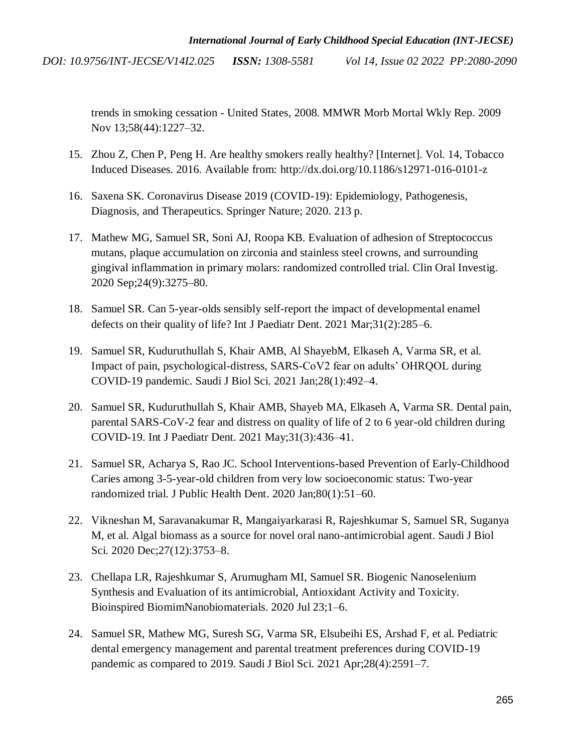trends in smoking cessation - United States, 2008. MMWR Morb Mortal Wkly Rep. 2009 Nov 13;58(44):1227–32.

15. Zhou Z, Chen P, Peng H. Are healthy smokers really healthy? [Internet]. Vol. 14, Tobacco Induced Diseases. 2016. Available from: http://dx.doi.org/10.1186/s12971-016-0101-z

16. Saxena SK. Coronavirus Disease 2019 (COVID-19): Epidemiology, Pathogenesis, Diagnosis, and Therapeutics. Springer Nature; 2020. 213 p.

17. Mathew MG, Samuel SR, Soni AJ, Roopa KB. Evaluation of adhesion of Streptococcus mutans, plaque accumulation on zirconia and stainless steel crowns, and surrounding gingival inflammation in primary molars: randomized controlled trial. Clin Oral Investig. 2020 Sep;24(9):3275–80.

18. Samuel SR. Can 5-year-olds sensibly self-report the impact of developmental enamel defects on their quality of life? Int J Paediatr Dent. 2021 Mar;31(2):285–6.

19. Samuel SR, Kuduruthullah S, Khair AMB, Al ShayebM, Elkaseh A, Varma SR, et al. Impact of pain, psychological-distress, SARS-CoV2 fear on adults' OHRQOL during COVID-19 pandemic. Saudi J Biol Sci. 2021 Jan;28(1):492–4.

20. Samuel SR, Kuduruthullah S, Khair AMB, Shayeb MA, Elkaseh A, Varma SR. Dental pain, parental SARS-CoV-2 fear and distress on quality of life of 2 to 6 year-old children during COVID-19. Int J Paediatr Dent. 2021 May;31(3):436–41.

21. Samuel SR, Acharya S, Rao JC. School Interventions-based Prevention of Early-Childhood Caries among 3-5-year-old children from very low socioeconomic status: Two-year randomized trial. J Public Health Dent. 2020 Jan;80(1):51–60.

22. Vikneshan M, Saravanakumar R, Mangaiyarkarasi R, Rajeshkumar S, Samuel SR, Suganya M, et al. Algal biomass as a source for novel oral nano-antimicrobial agent. Saudi J Biol Sci. 2020 Dec;27(12):3753–8.

23. Chellapa LR, Rajeshkumar S, Arumugham MI, Samuel SR. Biogenic Nanoselenium Synthesis and Evaluation of its antimicrobial, Antioxidant Activity and Toxicity. Bioinspired BiomimNanobiomaterials. 2020 Jul 23;1–6.

24. Samuel SR, Mathew MG, Suresh SG, Varma SR, Elsubeihi ES, Arshad F, et al. Pediatric dental emergency management and parental treatment preferences during COVID-19 pandemic as compared to 2019. Saudi J Biol Sci. 2021 Apr;28(4):2591–7.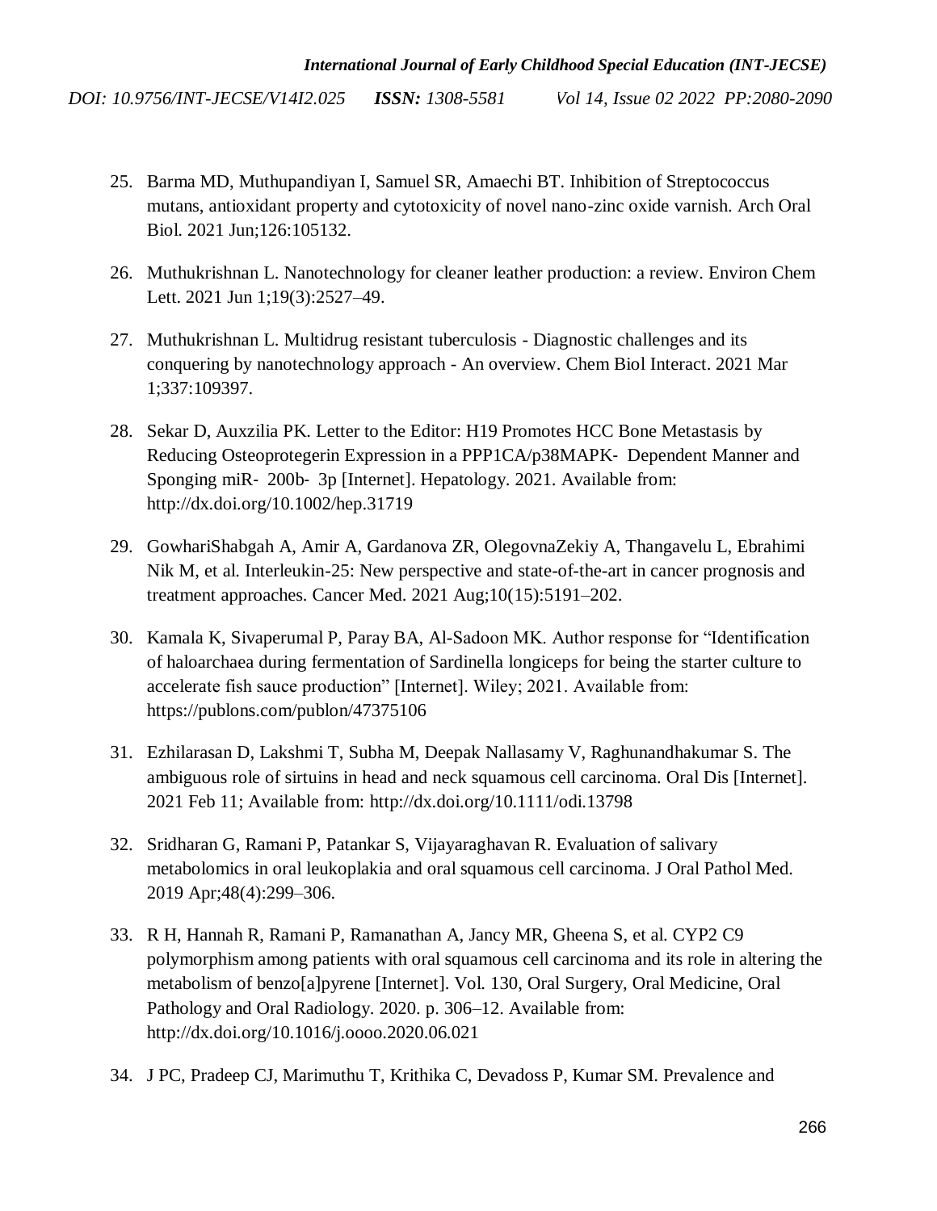25. Barma MD, Muthupandiyan I, Samuel SR, Amaechi BT. Inhibition of Streptococcus mutans, antioxidant property and cytotoxicity of novel nano-zinc oxide varnish. Arch Oral Biol. 2021 Jun;126:105132.

26. Muthukrishnan L. Nanotechnology for cleaner leather production: a review. Environ Chem Lett. 2021 Jun 1;19(3):2527–49.

27. Muthukrishnan L. Multidrug resistant tuberculosis - Diagnostic challenges and its conquering by nanotechnology approach - An overview. Chem Biol Interact. 2021 Mar 1;337:109397.

28. Sekar D, Auxzilia PK. Letter to the Editor: H19 Promotes HCC Bone Metastasis by Reducing Osteoprotegerin Expression in a PPP1CA/p38MAPK‐ Dependent Manner and Sponging miR‐ 200b‐ 3p [Internet]. Hepatology. 2021. Available from: http://dx.doi.org/10.1002/hep.31719

29. GowhariShabgah A, Amir A, Gardanova ZR, OlegovnaZekiy A, Thangavelu L, Ebrahimi Nik M, et al. Interleukin-25: New perspective and state-of-the-art in cancer prognosis and treatment approaches. Cancer Med. 2021 Aug;10(15):5191–202.

30. Kamala K, Sivaperumal P, Paray BA, Al-Sadoon MK. Author response for "Identification of haloarchaea during fermentation of Sardinella longiceps for being the starter culture to accelerate fish sauce production" [Internet]. Wiley; 2021. Available from: https://publons.com/publon/47375106

31. Ezhilarasan D, Lakshmi T, Subha M, Deepak Nallasamy V, Raghunandhakumar S. The ambiguous role of sirtuins in head and neck squamous cell carcinoma. Oral Dis [Internet]. 2021 Feb 11; Available from: http://dx.doi.org/10.1111/odi.13798

32. Sridharan G, Ramani P, Patankar S, Vijayaraghavan R. Evaluation of salivary metabolomics in oral leukoplakia and oral squamous cell carcinoma. J Oral Pathol Med. 2019 Apr;48(4):299–306.

33. R H, Hannah R, Ramani P, Ramanathan A, Jancy MR, Gheena S, et al. CYP2 C9 polymorphism among patients with oral squamous cell carcinoma and its role in altering the metabolism of benzo[a]pyrene [Internet]. Vol. 130, Oral Surgery, Oral Medicine, Oral Pathology and Oral Radiology. 2020. p. 306–12. Available from: http://dx.doi.org/10.1016/j.oooo.2020.06.021

34. J PC, Pradeep CJ, Marimuthu T, Krithika C, Devadoss P, Kumar SM. Prevalence and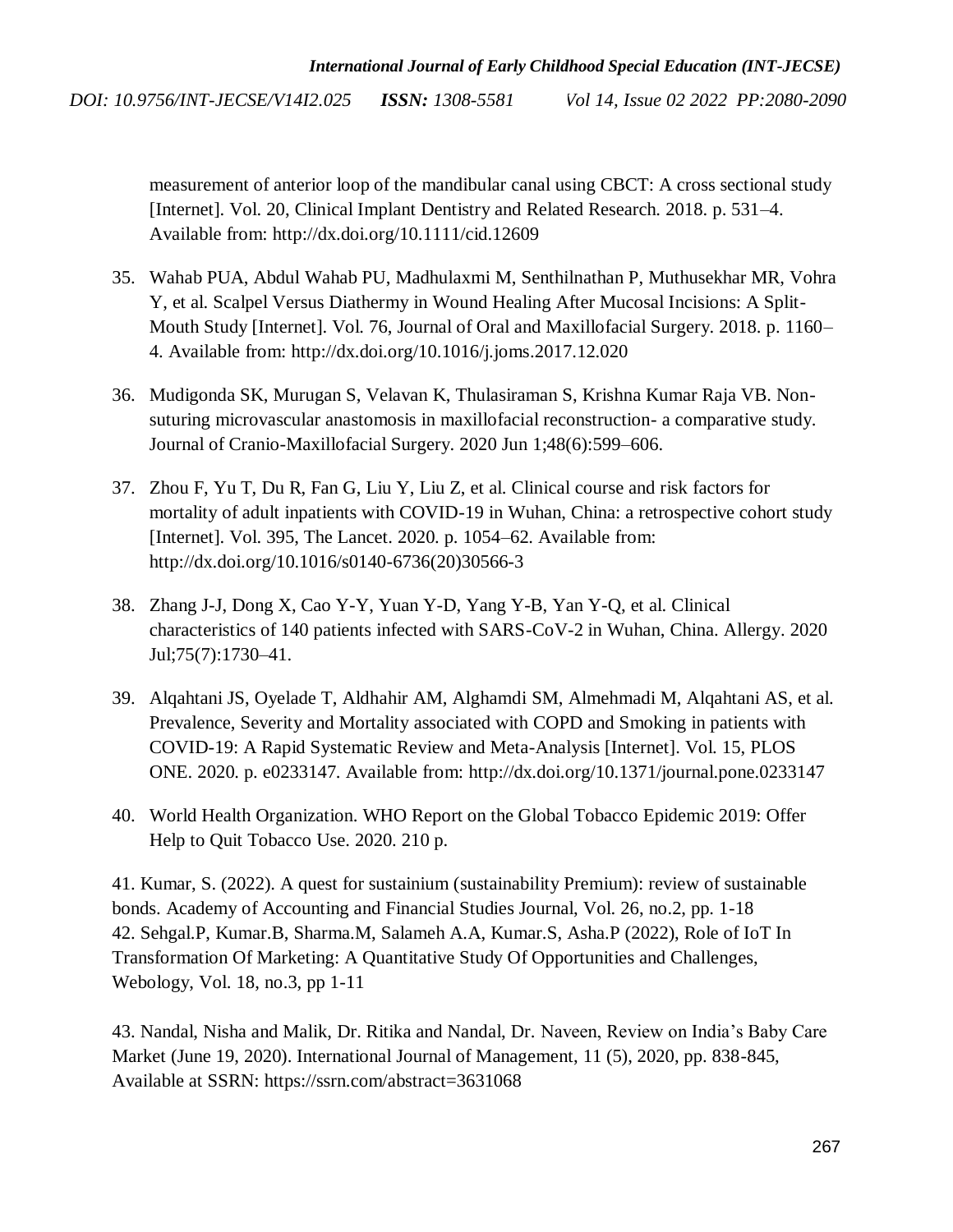measurement of anterior loop of the mandibular canal using CBCT: A cross sectional study [Internet]. Vol. 20, Clinical Implant Dentistry and Related Research. 2018. p. 531–4. Available from: http://dx.doi.org/10.1111/cid.12609

35. Wahab PUA, Abdul Wahab PU, Madhulaxmi M, Senthilnathan P, Muthusekhar MR, Vohra Y, et al. Scalpel Versus Diathermy in Wound Healing After Mucosal Incisions: A Split-Mouth Study [Internet]. Vol. 76, Journal of Oral and Maxillofacial Surgery. 2018. p. 1160–4. Available from: http://dx.doi.org/10.1016/j.joms.2017.12.020

36. Mudigonda SK, Murugan S, Velavan K, Thulasiraman S, Krishna Kumar Raja VB. Non-suturing microvascular anastomosis in maxillofacial reconstruction- a comparative study. Journal of Cranio-Maxillofacial Surgery. 2020 Jun 1;48(6):599–606.

37. Zhou F, Yu T, Du R, Fan G, Liu Y, Liu Z, et al. Clinical course and risk factors for mortality of adult inpatients with COVID-19 in Wuhan, China: a retrospective cohort study [Internet]. Vol. 395, The Lancet. 2020. p. 1054–62. Available from: http://dx.doi.org/10.1016/s0140-6736(20)30566-3

38. Zhang J-J, Dong X, Cao Y-Y, Yuan Y-D, Yang Y-B, Yan Y-Q, et al. Clinical characteristics of 140 patients infected with SARS-CoV-2 in Wuhan, China. Allergy. 2020 Jul;75(7):1730–41.

39. Alqahtani JS, Oyelade T, Aldhahir AM, Alghamdi SM, Almehmadi M, Alqahtani AS, et al. Prevalence, Severity and Mortality associated with COPD and Smoking in patients with COVID-19: A Rapid Systematic Review and Meta-Analysis [Internet]. Vol. 15, PLOS ONE. 2020. p. e0233147. Available from: http://dx.doi.org/10.1371/journal.pone.0233147

40. World Health Organization. WHO Report on the Global Tobacco Epidemic 2019: Offer Help to Quit Tobacco Use. 2020. 210 p.

41. Kumar, S. (2022). A quest for sustainium (sustainability Premium): review of sustainable bonds. Academy of Accounting and Financial Studies Journal, Vol. 26, no.2, pp. 1-18

42. Sehgal.P, Kumar.B, Sharma.M, Salameh A.A, Kumar.S, Asha.P (2022), Role of IoT In Transformation Of Marketing: A Quantitative Study Of Opportunities and Challenges, Webology, Vol. 18, no.3, pp 1-11

43. Nandal, Nisha and Malik, Dr. Ritika and Nandal, Dr. Naveen, Review on India's Baby Care Market (June 19, 2020). International Journal of Management, 11 (5), 2020, pp. 838-845, Available at SSRN: https://ssrn.com/abstract=3631068